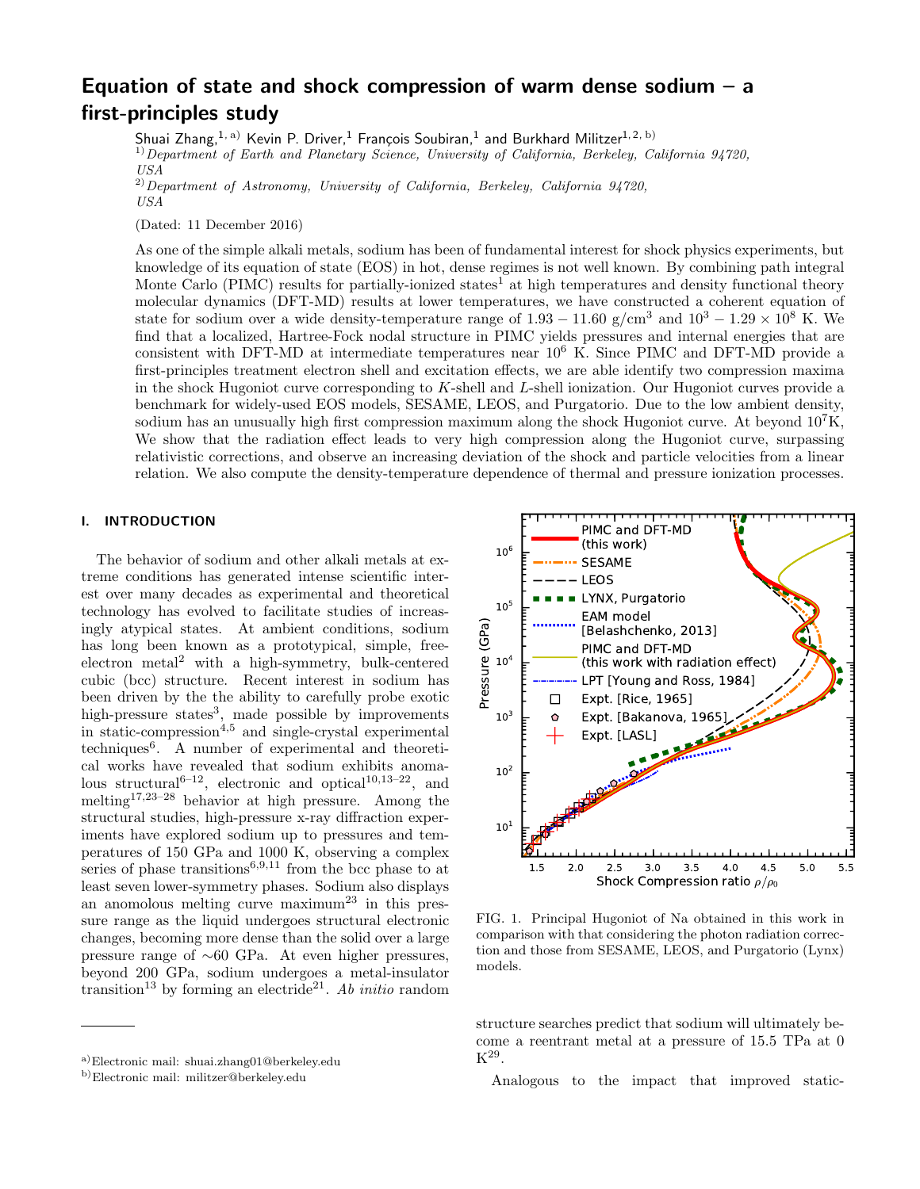# Equation of state and shock compression of warm dense sodium – a first-principles study

Shuai Zhang,[1,a)] Kevin P. Driver,[1] François Soubiran,[1] and Burkhard Militzer[1,2,b)]

[1)] *Department of Earth and Planetary Science, University of California, Berkeley, California 94720, USA*

[2)] *Department of Astronomy, University of California, Berkeley, California 94720, USA*

(Dated: 11 December 2016)

As one of the simple alkali metals, sodium has been of fundamental interest for shock physics experiments, but knowledge of its equation of state (EOS) in hot, dense regimes is not well known. By combining path integral Monte Carlo (PIMC) results for partially-ionized states[1] at high temperatures and density functional theory molecular dynamics (DFT-MD) results at lower temperatures, we have constructed a coherent equation of state for sodium over a wide density-temperature range of 1.93 − 11.60 g/cm$^3$ and $10^3 - 1.29 \times 10^8$ K. We find that a localized, Hartree-Fock nodal structure in PIMC yields pressures and internal energies that are consistent with DFT-MD at intermediate temperatures near $10^6$ K. Since PIMC and DFT-MD provide a first-principles treatment electron shell and excitation effects, we are able identify two compression maxima in the shock Hugoniot curve corresponding to $K$-shell and $L$-shell ionization. Our Hugoniot curves provide a benchmark for widely-used EOS models, SESAME, LEOS, and Purgatorio. Due to the low ambient density, sodium has an unusually high first compression maximum along the shock Hugoniot curve. At beyond $10^7$K, We show that the radiation effect leads to very high compression along the Hugoniot curve, surpassing relativistic corrections, and observe an increasing deviation of the shock and particle velocities from a linear relation. We also compute the density-temperature dependence of thermal and pressure ionization processes.

## I. INTRODUCTION

The behavior of sodium and other alkali metals at extreme conditions has generated intense scientific interest over many decades as experimental and theoretical technology has evolved to facilitate studies of increasingly atypical states. At ambient conditions, sodium has long been known as a prototypical, simple, free-electron metal[2] with a high-symmetry, bulk-centered cubic (bcc) structure. Recent interest in sodium has been driven by the the ability to carefully probe exotic high-pressure states[3], made possible by improvements in static-compression[4,5] and single-crystal experimental techniques[6]. A number of experimental and theoretical works have revealed that sodium exhibits anomalous structural[6–12], electronic and optical[10,13–22], and melting[17,23–28] behavior at high pressure. Among the structural studies, high-pressure x-ray diffraction experiments have explored sodium up to pressures and temperatures of 150 GPa and 1000 K, observing a complex series of phase transitions[6,9,11] from the bcc phase to at least seven lower-symmetry phases. Sodium also displays an anomolous melting curve maximum[23] in this pressure range as the liquid undergoes structural electronic changes, becoming more dense than the solid over a large pressure range of ∼60 GPa. At even higher pressures, beyond 200 GPa, sodium undergoes a metal-insulator transition[13] by forming an electride[21]. *Ab initio* random structure searches predict that sodium will ultimately become a reentrant metal at a pressure of 15.5 TPa at 0 K[29].

FIG. 1. Principal Hugoniot of Na obtained in this work in comparison with that considering the photon radiation correction and those from SESAME, LEOS, and Purgatorio (Lynx) models.

Analogous to the impact that improved static-

[a)] Electronic mail: shuai.zhang01@berkeley.edu

[b)] Electronic mail: militzer@berkeley.edu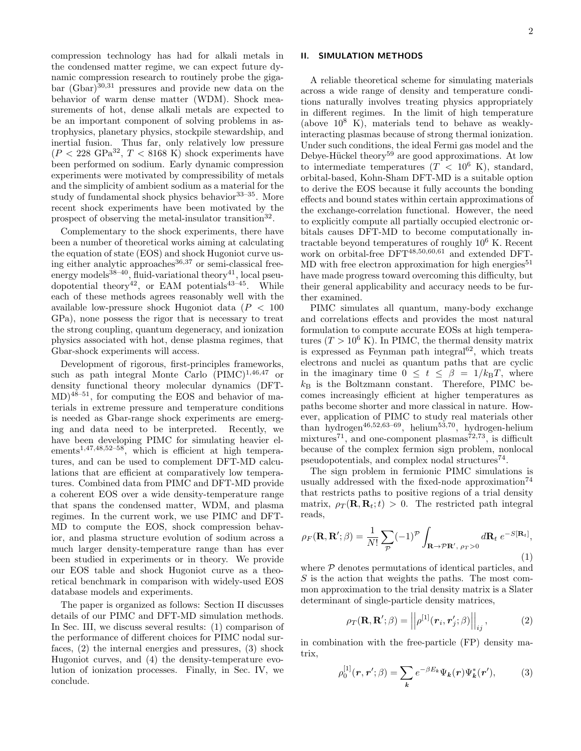compression technology has had for alkali metals in the condensed matter regime, we can expect future dynamic compression research to routinely probe the gigabar (Gbar)[30,31] pressures and provide new data on the behavior of warm dense matter (WDM). Shock measurements of hot, dense alkali metals are expected to be an important component of solving problems in astrophysics, planetary physics, stockpile stewardship, and inertial fusion. Thus far, only relatively low pressure ($P < 228$ GPa[32], $T < 8168$ K) shock experiments have been performed on sodium. Early dynamic compression experiments were motivated by compressibility of metals and the simplicity of ambient sodium as a material for the study of fundamental shock physics behavior[33–35]. More recent shock experiments have been motivated by the prospect of observing the metal-insulator transition[32].

Complementary to the shock experiments, there have been a number of theoretical works aiming at calculating the equation of state (EOS) and shock Hugoniot curve using either analytic approaches[36,37] or semi-classical free-energy models[38–40], fluid-variational theory[41], local pseudopotential theory[42], or EAM potentials[43–45]. While each of these methods agrees reasonably well with the available low-pressure shock Hugoniot data ($P < 100$ GPa), none possess the rigor that is necessary to treat the strong coupling, quantum degeneracy, and ionization physics associated with hot, dense plasma regimes, that Gbar-shock experiments will access.

Development of rigorous, first-principles frameworks, such as path integral Monte Carlo (PIMC)[1,46,47] or density functional theory molecular dynamics (DFT-MD)[48–51], for computing the EOS and behavior of materials in extreme pressure and temperature conditions is needed as Gbar-range shock experiments are emerging and data need to be interpreted. Recently, we have been developing PIMC for simulating heavier elements[1,47,48,52–58], which is efficient at high temperatures, and can be used to complement DFT-MD calculations that are efficient at comparatively low temperatures. Combined data from PIMC and DFT-MD provide a coherent EOS over a wide density-temperature range that spans the condensed matter, WDM, and plasma regimes. In the current work, we use PIMC and DFT-MD to compute the EOS, shock compression behavior, and plasma structure evolution of sodium across a much larger density-temperature range than has ever been studied in experiments or in theory. We provide our EOS table and shock Hugoniot curve as a theoretical benchmark in comparison with widely-used EOS database models and experiments.

The paper is organized as follows: Section II discusses details of our PIMC and DFT-MD simulation methods. In Sec. III, we discuss several results: (1) comparison of the performance of different choices for PIMC nodal surfaces, (2) the internal energies and pressures, (3) shock Hugoniot curves, and (4) the density-temperature evolution of ionization processes. Finally, in Sec. IV, we conclude.

## II. SIMULATION METHODS

A reliable theoretical scheme for simulating materials across a wide range of density and temperature conditions naturally involves treating physics appropriately in different regimes. In the limit of high temperature (above $10^8$ K), materials tend to behave as weakly-interacting plasmas because of strong thermal ionization. Under such conditions, the ideal Fermi gas model and the Debye-Hückel theory[59] are good approximations. At low to intermediate temperatures ($T < 10^6$ K), standard, orbital-based, Kohn-Sham DFT-MD is a suitable option to derive the EOS because it fully accounts the bonding effects and bound states within certain approximations of the exchange-correlation functional. However, the need to explicitly compute all partially occupied electronic orbitals causes DFT-MD to become computationally intractable beyond temperatures of roughly $10^6$ K. Recent work on orbital-free DFT[48,50,60,61] and extended DFT-MD with free electron approximation for high energies[51] have made progress toward overcoming this difficulty, but their general applicability and accuracy needs to be further examined.

PIMC simulates all quantum, many-body exchange and correlations effects and provides the most natural formulation to compute accurate EOSs at high temperatures ($T > 10^6$ K). In PIMC, the thermal density matrix is expressed as Feynman path integral[62], which treats electrons and nuclei as quantum paths that are cyclic in the imaginary time $0 \le t \le \beta = 1/k_{\rm B}T$, where $k_{\rm B}$ is the Boltzmann constant. Therefore, PIMC becomes increasingly efficient at higher temperatures as paths become shorter and more classical in nature. However, application of PIMC to study real materials other than hydrogen[46,52,63–69], helium[53,70], hydrogen-helium mixtures[71], and one-component plasmas[72,73], is difficult because of the complex fermion sign problem, nonlocal pseudopotentials, and complex nodal structures[74].

The sign problem in fermionic PIMC simulations is usually addressed with the fixed-node approximation[74] that restricts paths to positive regions of a trial density matrix, $\rho_T(\mathbf{R},\mathbf{R}_t;t) > 0$. The restricted path integral reads,

$$\rho_F(\mathbf{R},\mathbf{R}';\beta) = \frac{1}{N!}\sum_{\mathcal{P}}(-1)^{\mathcal{P}}\int_{\mathbf{R}\to\mathcal{P}\mathbf{R}',\ \rho_T>0} d\mathbf{R}_t\ e^{-S[\mathbf{R}_t]}, \tag{1}$$

where $\mathcal{P}$ denotes permutations of identical particles, and $S$ is the action that weights the paths. The most common approximation to the trial density matrix is a Slater determinant of single-particle density matrices,

$$\rho_T(\mathbf{R},\mathbf{R}';\beta) = \left|\left|\rho^{[1]}(\boldsymbol{r}_i,\boldsymbol{r}_j';\beta)\right|\right|_{ij}, \tag{2}$$

in combination with the free-particle (FP) density matrix,

$$\rho_0^{[1]}(\boldsymbol{r},\boldsymbol{r}';\beta) = \sum_{\boldsymbol{k}} e^{-\beta E_{\boldsymbol{k}}}\Psi_{\boldsymbol{k}}(\boldsymbol{r})\Psi_{\boldsymbol{k}}^*(\boldsymbol{r}'), \tag{3}$$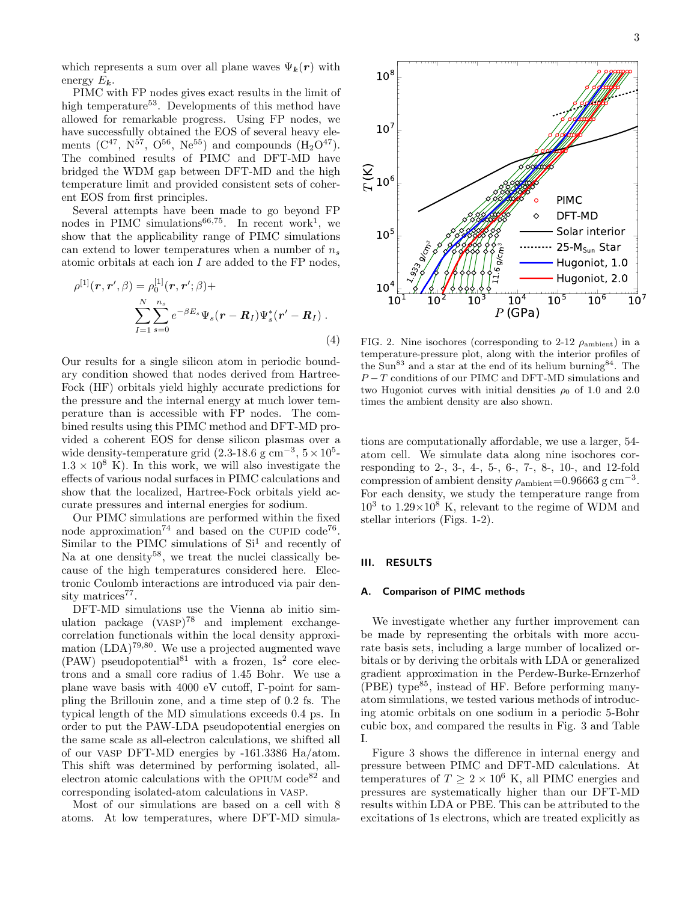which represents a sum over all plane waves $\Psi_{\boldsymbol{k}}(\boldsymbol{r})$ with energy $E_{\boldsymbol{k}}$.

PIMC with FP nodes gives exact results in the limit of high temperature[53]. Developments of this method have allowed for remarkable progress. Using FP nodes, we have successfully obtained the EOS of several heavy elements (C[47], N[57], O[56], Ne[55]) and compounds ($H_2O$[47]). The combined results of PIMC and DFT-MD have bridged the WDM gap between DFT-MD and the high temperature limit and provided consistent sets of coherent EOS from first principles.

Several attempts have been made to go beyond FP nodes in PIMC simulations[66,75]. In recent work[1], we show that the applicability range of PIMC simulations can extend to lower temperatures when a number of $n_s$ atomic orbitals at each ion $I$ are added to the FP nodes,

$$\rho^{[1]}(\boldsymbol{r},\boldsymbol{r}',\beta) = \rho_0^{[1]}(\boldsymbol{r},\boldsymbol{r}';\beta) + \sum_{I=1}^{N}\sum_{s=0}^{n_s} e^{-\beta E_s}\Psi_s(\boldsymbol{r}-\boldsymbol{R}_I)\Psi_s^*(\boldsymbol{r}'-\boldsymbol{R}_I)\,. \tag{4}$$

Our results for a single silicon atom in periodic boundary condition showed that nodes derived from Hartree-Fock (HF) orbitals yield highly accurate predictions for the pressure and the internal energy at much lower temperature than is accessible with FP nodes. The combined results using this PIMC method and DFT-MD provided a coherent EOS for dense silicon plasmas over a wide density-temperature grid (2.3-18.6 g cm$^{-3}$, $5\times10^5$-$1.3\times10^8$ K). In this work, we will also investigate the effects of various nodal surfaces in PIMC calculations and show that the localized, Hartree-Fock orbitals yield accurate pressures and internal energies for sodium.

Our PIMC simulations are performed within the fixed node approximation[74] and based on the CUPID code[76]. Similar to the PIMC simulations of Si[1] and recently of Na at one density[58], we treat the nuclei classically because of the high temperatures considered here. Electronic Coulomb interactions are introduced via pair density matrices[77].

DFT-MD simulations use the Vienna ab initio simulation package (VASP)[78] and implement exchange-correlation functionals within the local density approximation (LDA)[79,80]. We use a projected augmented wave (PAW) pseudopotential[81] with a frozen, 1s$^2$ core electrons and a small core radius of 1.45 Bohr. We use a plane wave basis with 4000 eV cutoff, Γ-point for sampling the Brillouin zone, and a time step of 0.2 fs. The typical length of the MD simulations exceeds 0.4 ps. In order to put the PAW-LDA pseudopotential energies on the same scale as all-electron calculations, we shifted all of our VASP DFT-MD energies by -161.3386 Ha/atom. This shift was determined by performing isolated, all-electron atomic calculations with the OPIUM code[82] and corresponding isolated-atom calculations in VASP.

Most of our simulations are based on a cell with 8 atoms. At low temperatures, where DFT-MD simulations are computationally affordable, we use a larger, 54-atom cell. We simulate data along nine isochores corresponding to 2-, 3-, 4-, 5-, 6-, 7-, 8-, 10-, and 12-fold compression of ambient density $\rho_{\text{ambient}}$=0.96663 g cm$^{-3}$. For each density, we study the temperature range from $10^3$ to $1.29\times10^8$ K, relevant to the regime of WDM and stellar interiors (Figs. 1-2).

FIG. 2. Nine isochores (corresponding to 2-12 $\rho_{\text{ambient}}$) in a temperature-pressure plot, along with the interior profiles of the Sun[83] and a star at the end of its helium burning[84]. The $P-T$ conditions of our PIMC and DFT-MD simulations and two Hugoniot curves with initial densities $\rho_0$ of 1.0 and 2.0 times the ambient density are also shown.

## III. RESULTS

### A. Comparison of PIMC methods

We investigate whether any further improvement can be made by representing the orbitals with more accurate basis sets, including a large number of localized orbitals or by deriving the orbitals with LDA or generalized gradient approximation in the Perdew-Burke-Ernzerhof (PBE) type[85], instead of HF. Before performing many-atom simulations, we tested various methods of introducing atomic orbitals on one sodium in a periodic 5-Bohr cubic box, and compared the results in Fig. 3 and Table I.

Figure 3 shows the difference in internal energy and pressure between PIMC and DFT-MD calculations. At temperatures of $T \geq 2\times10^6$ K, all PIMC energies and pressures are systematically higher than our DFT-MD results within LDA or PBE. This can be attributed to the excitations of 1s electrons, which are treated explicitly as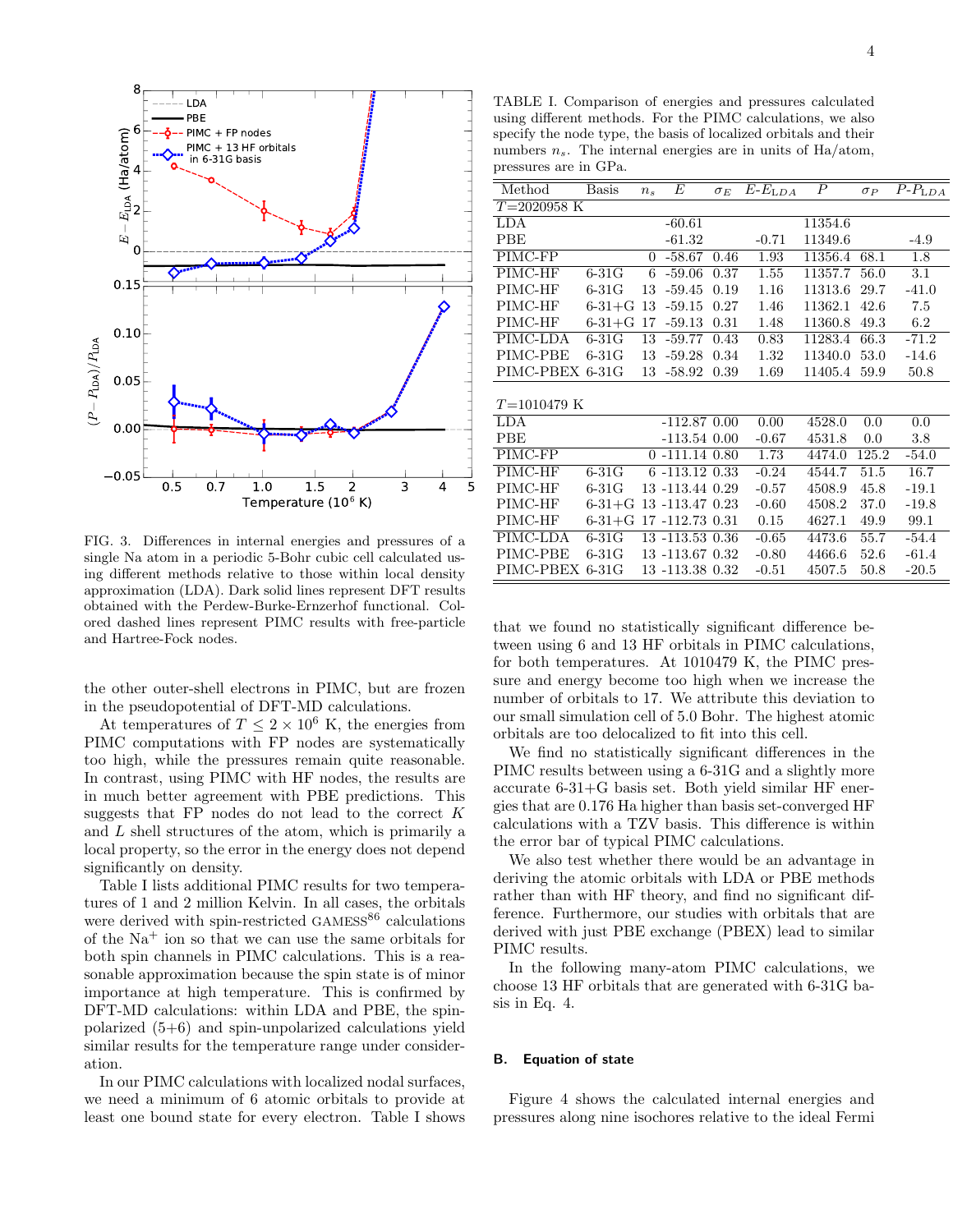FIG. 3. Differences in internal energies and pressures of a single Na atom in a periodic 5-Bohr cubic cell calculated using different methods relative to those within local density approximation (LDA). Dark solid lines represent DFT results obtained with the Perdew-Burke-Ernzerhof functional. Colored dashed lines represent PIMC results with free-particle and Hartree-Fock nodes.

the other outer-shell electrons in PIMC, but are frozen in the pseudopotential of DFT-MD calculations.

At temperatures of $T \leq 2 \times 10^6$ K, the energies from PIMC computations with FP nodes are systematically too high, while the pressures remain quite reasonable. In contrast, using PIMC with HF nodes, the results are in much better agreement with PBE predictions. This suggests that FP nodes do not lead to the correct $K$ and $L$ shell structures of the atom, which is primarily a local property, so the error in the energy does not depend significantly on density.

Table I lists additional PIMC results for two temperatures of 1 and 2 million Kelvin. In all cases, the orbitals were derived with spin-restricted GAMESS[86] calculations of the $Na^+$ ion so that we can use the same orbitals for both spin channels in PIMC calculations. This is a reasonable approximation because the spin state is of minor importance at high temperature. This is confirmed by DFT-MD calculations: within LDA and PBE, the spin-polarized (5+6) and spin-unpolarized calculations yield similar results for the temperature range under consideration.

In our PIMC calculations with localized nodal surfaces, we need a minimum of 6 atomic orbitals to provide at least one bound state for every electron. Table I shows

TABLE I. Comparison of energies and pressures calculated using different methods. For the PIMC calculations, we also specify the node type, the basis of localized orbitals and their numbers $n_s$. The internal energies are in units of Ha/atom, pressures are in GPa.

| Method | Basis | $n_s$ | $E$ | $\sigma_E$ | $E$-$E_{LDA}$ | $P$ | $\sigma_P$ | $P$-$P_{LDA}$ |
|---|---|---|---|---|---|---|---|---|
| $T$=2020958 K | | | | | | | | |
| LDA | | | -60.61 | | | 11354.6 | | |
| PBE | | | -61.32 | | -0.71 | 11349.6 | | -4.9 |
| PIMC-FP | | 0 | -58.67 | 0.46 | 1.93 | 11356.4 | 68.1 | 1.8 |
| PIMC-HF | 6-31G | 6 | -59.06 | 0.37 | 1.55 | 11357.7 | 56.0 | 3.1 |
| PIMC-HF | 6-31G | 13 | -59.45 | 0.19 | 1.16 | 11313.6 | 29.7 | -41.0 |
| PIMC-HF | 6-31+G | 13 | -59.15 | 0.27 | 1.46 | 11362.1 | 42.6 | 7.5 |
| PIMC-HF | 6-31+G | 17 | -59.13 | 0.31 | 1.48 | 11360.8 | 49.3 | 6.2 |
| PIMC-LDA | 6-31G | 13 | -59.77 | 0.43 | 0.83 | 11283.4 | 66.3 | -71.2 |
| PIMC-PBE | 6-31G | 13 | -59.28 | 0.34 | 1.32 | 11340.0 | 53.0 | -14.6 |
| PIMC-PBEX | 6-31G | 13 | -58.92 | 0.39 | 1.69 | 11405.4 | 59.9 | 50.8 |
| $T$=1010479 K | | | | | | | | |
| LDA | | | -112.87 | 0.00 | 0.00 | 4528.0 | 0.0 | 0.0 |
| PBE | | | -113.54 | 0.00 | -0.67 | 4531.8 | 0.0 | 3.8 |
| PIMC-FP | | 0 | -111.14 | 0.80 | 1.73 | 4474.0 | 125.2 | -54.0 |
| PIMC-HF | 6-31G | 6 | -113.12 | 0.33 | -0.24 | 4544.7 | 51.5 | 16.7 |
| PIMC-HF | 6-31G | 13 | -113.44 | 0.29 | -0.57 | 4508.9 | 45.8 | -19.1 |
| PIMC-HF | 6-31+G | 13 | -113.47 | 0.23 | -0.60 | 4508.2 | 37.0 | -19.8 |
| PIMC-HF | 6-31+G | 17 | -112.73 | 0.31 | 0.15 | 4627.1 | 49.9 | 99.1 |
| PIMC-LDA | 6-31G | 13 | -113.53 | 0.36 | -0.65 | 4473.6 | 55.7 | -54.4 |
| PIMC-PBE | 6-31G | 13 | -113.67 | 0.32 | -0.80 | 4466.6 | 52.6 | -61.4 |
| PIMC-PBEX | 6-31G | 13 | -113.38 | 0.32 | -0.51 | 4507.5 | 50.8 | -20.5 |

that we found no statistically significant difference between using 6 and 13 HF orbitals in PIMC calculations, for both temperatures. At 1010479 K, the PIMC pressure and energy become too high when we increase the number of orbitals to 17. We attribute this deviation to our small simulation cell of 5.0 Bohr. The highest atomic orbitals are too delocalized to fit into this cell.

We find no statistically significant differences in the PIMC results between using a 6-31G and a slightly more accurate 6-31+G basis set. Both yield similar HF energies that are 0.176 Ha higher than basis set-converged HF calculations with a TZV basis. This difference is within the error bar of typical PIMC calculations.

We also test whether there would be an advantage in deriving the atomic orbitals with LDA or PBE methods rather than with HF theory, and find no significant difference. Furthermore, our studies with orbitals that are derived with just PBE exchange (PBEX) lead to similar PIMC results.

In the following many-atom PIMC calculations, we choose 13 HF orbitals that are generated with 6-31G basis in Eq. 4.

### B. Equation of state

Figure 4 shows the calculated internal energies and pressures along nine isochores relative to the ideal Fermi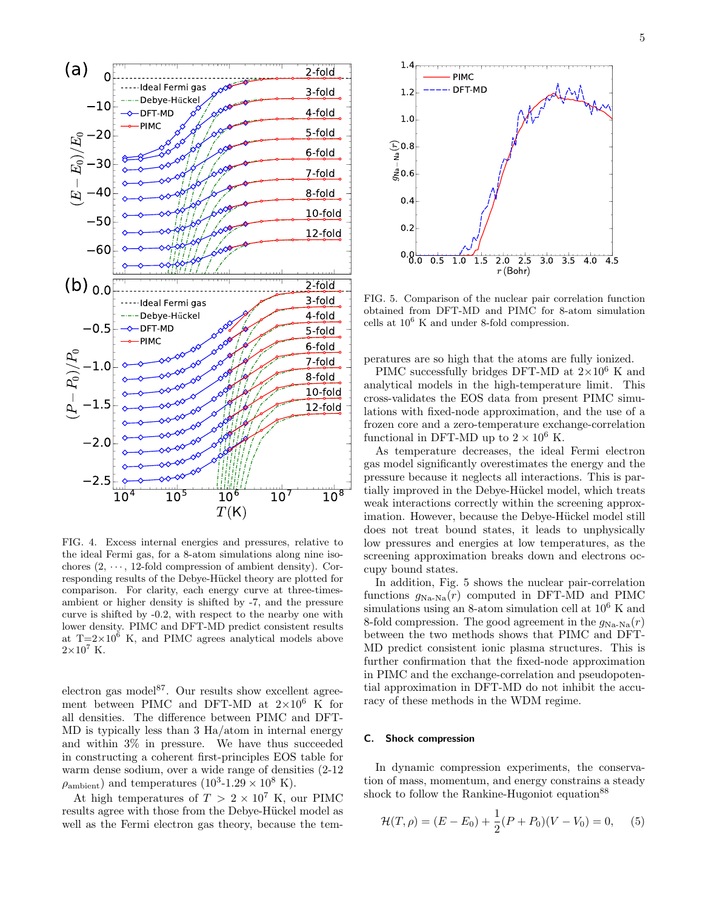FIG. 4. Excess internal energies and pressures, relative to the ideal Fermi gas, for a 8-atom simulations along nine isochores (2, $\cdots$, 12-fold compression of ambient density). Corresponding results of the Debye-Hückel theory are plotted for comparison. For clarity, each energy curve at three-times-ambient or higher density is shifted by -7, and the pressure curve is shifted by -0.2, with respect to the nearby one with lower density. PIMC and DFT-MD predict consistent results at T=$2\times10^6$ K, and PIMC agrees analytical models above $2\times10^7$ K.

electron gas model[87]. Our results show excellent agreement between PIMC and DFT-MD at $2\times10^6$ K for all densities. The difference between PIMC and DFT-MD is typically less than 3 Ha/atom in internal energy and within 3% in pressure. We have thus succeeded in constructing a coherent first-principles EOS table for warm dense sodium, over a wide range of densities (2-12 $\rho_{\text{ambient}}$) and temperatures ($10^3$-$1.29\times10^8$ K).

At high temperatures of $T > 2\times10^7$ K, our PIMC results agree with those from the Debye-Hückel model as well as the Fermi electron gas theory, because the temperatures are so high that the atoms are fully ionized.

FIG. 5. Comparison of the nuclear pair correlation function obtained from DFT-MD and PIMC for 8-atom simulation cells at $10^6$ K and under 8-fold compression.

PIMC successfully bridges DFT-MD at $2\times10^6$ K and analytical models in the high-temperature limit. This cross-validates the EOS data from present PIMC simulations with fixed-node approximation, and the use of a frozen core and a zero-temperature exchange-correlation functional in DFT-MD up to $2\times10^6$ K.

As temperature decreases, the ideal Fermi electron gas model significantly overestimates the energy and the pressure because it neglects all interactions. This is partially improved in the Debye-Hückel model, which treats weak interactions correctly within the screening approximation. However, because the Debye-Hückel model still does not treat bound states, it leads to unphysically low pressures and energies at low temperatures, as the screening approximation breaks down and electrons occupy bound states.

In addition, Fig. 5 shows the nuclear pair-correlation functions $g_{\text{Na-Na}}(r)$ computed in DFT-MD and PIMC simulations using an 8-atom simulation cell at $10^6$ K and 8-fold compression. The good agreement in the $g_{\text{Na-Na}}(r)$ between the two methods shows that PIMC and DFT-MD predict consistent ionic plasma structures. This is further confirmation that the fixed-node approximation in PIMC and the exchange-correlation and pseudopotential approximation in DFT-MD do not inhibit the accuracy of these methods in the WDM regime.

### C. Shock compression

In dynamic compression experiments, the conservation of mass, momentum, and energy constrains a steady shock to follow the Rankine-Hugoniot equation[88]

$$\mathcal{H}(T,\rho) = (E - E_0) + \frac{1}{2}(P + P_0)(V - V_0) = 0, \quad (5)$$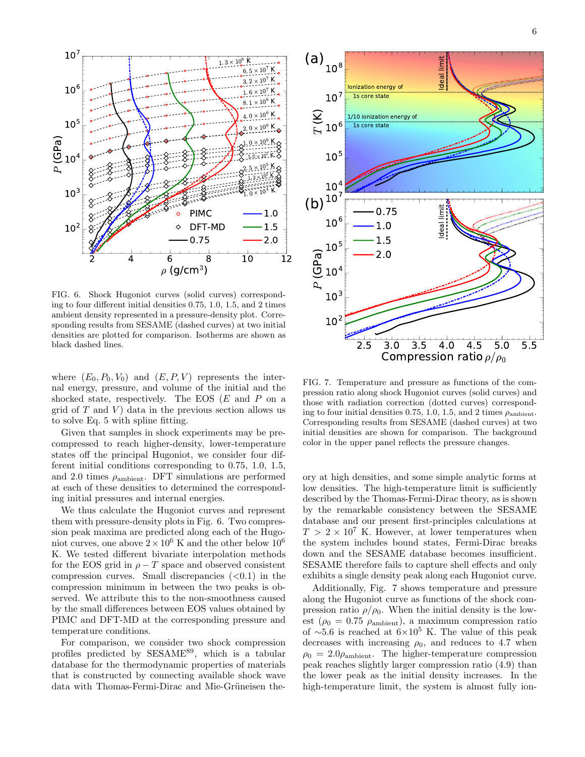FIG. 6. Shock Hugoniot curves (solid curves) corresponding to four different initial densities 0.75, 1.0, 1.5, and 2 times ambient density represented in a pressure-density plot. Corresponding results from SESAME (dashed curves) at two initial densities are plotted for comparison. Isotherms are shown as black dashed lines.

where $(E_0, P_0, V_0)$ and $(E, P, V)$ represents the internal energy, pressure, and volume of the initial and the shocked state, respectively. The EOS ($E$ and $P$ on a grid of $T$ and $V$) data in the previous section allows us to solve Eq. 5 with spline fitting.

Given that samples in shock experiments may be precompressed to reach higher-density, lower-temperature states off the principal Hugoniot, we consider four different initial conditions corresponding to 0.75, 1.0, 1.5, and 2.0 times $\rho_{\text{ambient}}$. DFT simulations are performed at each of these densities to determined the corresponding initial pressures and internal energies.

We thus calculate the Hugoniot curves and represent them with pressure-density plots in Fig. 6. Two compression peak maxima are predicted along each of the Hugoniot curves, one above $2\times10^6$ K and the other below $10^6$ K. We tested different bivariate interpolation methods for the EOS grid in $\rho-T$ space and observed consistent compression curves. Small discrepancies (<0.1) in the compression minimum in between the two peaks is observed. We attribute this to the non-smoothness caused by the small differences between EOS values obtained by PIMC and DFT-MD at the corresponding pressure and temperature conditions.

For comparison, we consider two shock compression profiles predicted by SESAME[89], which is a tabular database for the thermodynamic properties of materials that is constructed by connecting available shock wave data with Thomas-Fermi-Dirac and Mie-Grüneisen theory at high densities, and some simple analytic forms at low densities. The high-temperature limit is sufficiently described by the Thomas-Fermi-Dirac theory, as is shown by the remarkable consistency between the SESAME database and our present first-principles calculations at $T > 2\times10^7$ K. However, at lower temperatures when the system includes bound states, Fermi-Dirac breaks down and the SESAME database becomes insufficient. SESAME therefore fails to capture shell effects and only exhibits a single density peak along each Hugoniot curve.

FIG. 7. Temperature and pressure as functions of the compression ratio along shock Hugoniot curves (solid curves) and those with radiation correction (dotted curves) corresponding to four initial densities 0.75, 1.0, 1.5, and 2 times $\rho_{\text{ambient}}$. Corresponding results from SESAME (dashed curves) at two initial densities are shown for comparison. The background color in the upper panel reflects the pressure changes.

Additionally, Fig. 7 shows temperature and pressure along the Hugoniot curve as functions of the shock compression ratio $\rho/\rho_0$. When the initial density is the lowest ($\rho_0 = 0.75\ \rho_{\text{ambient}}$), a maximum compression ratio of $\sim$5.6 is reached at $6\times10^5$ K. The value of this peak decreases with increasing $\rho_0$, and reduces to 4.7 when $\rho_0 = 2.0\rho_{\text{ambient}}$. The higher-temperature compression peak reaches slightly larger compression ratio (4.9) than the lower peak as the initial density increases. In the high-temperature limit, the system is almost fully ion-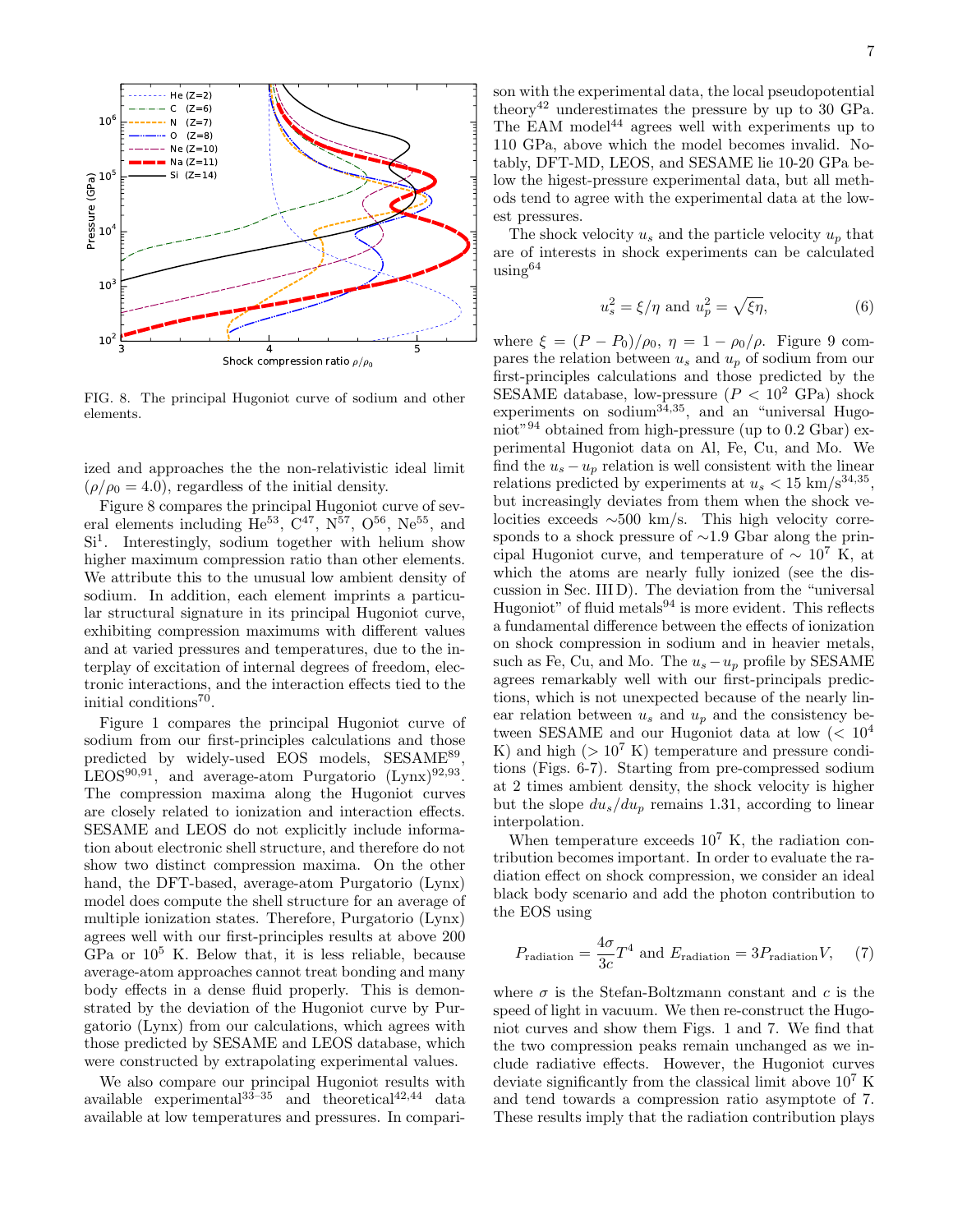FIG. 8. The principal Hugoniot curve of sodium and other elements.

ized and approaches the the non-relativistic ideal limit ($\rho/\rho_0 = 4.0$), regardless of the initial density.

Figure 8 compares the principal Hugoniot curve of several elements including He[53], C[47], N[57], O[56], Ne[55], and Si[1]. Interestingly, sodium together with helium show higher maximum compression ratio than other elements. We attribute this to the unusual low ambient density of sodium. In addition, each element imprints a particular structural signature in its principal Hugoniot curve, exhibiting compression maximums with different values and at varied pressures and temperatures, due to the interplay of excitation of internal degrees of freedom, electronic interactions, and the interaction effects tied to the initial conditions[70].

Figure 1 compares the principal Hugoniot curve of sodium from our first-principles calculations and those predicted by widely-used EOS models, SESAME[89], LEOS[90,91], and average-atom Purgatorio (Lynx)[92,93]. The compression maxima along the Hugoniot curves are closely related to ionization and interaction effects. SESAME and LEOS do not explicitly include information about electronic shell structure, and therefore do not show two distinct compression maxima. On the other hand, the DFT-based, average-atom Purgatorio (Lynx) model does compute the shell structure for an average of multiple ionization states. Therefore, Purgatorio (Lynx) agrees well with our first-principles results at above 200 GPa or $10^5$ K. Below that, it is less reliable, because average-atom approaches cannot treat bonding and many body effects in a dense fluid properly. This is demonstrated by the deviation of the Hugoniot curve by Purgatorio (Lynx) from our calculations, which agrees with those predicted by SESAME and LEOS database, which were constructed by extrapolating experimental values.

We also compare our principal Hugoniot results with available experimental[33–35] and theoretical[42,44] data available at low temperatures and pressures. In comparison with the experimental data, the local pseudopotential theory[42] underestimates the pressure by up to 30 GPa. The EAM model[44] agrees well with experiments up to 110 GPa, above which the model becomes invalid. Notably, DFT-MD, LEOS, and SESAME lie 10-20 GPa below the higest-pressure experimental data, but all methods tend to agree with the experimental data at the lowest pressures.

The shock velocity $u_s$ and the particle velocity $u_p$ that are of interests in shock experiments can be calculated using[64]

$$u_s^2 = \xi/\eta \text{ and } u_p^2 = \sqrt{\xi\eta}, \tag{6}$$

where $\xi = (P - P_0)/\rho_0$, $\eta = 1 - \rho_0/\rho$. Figure 9 compares the relation between $u_s$ and $u_p$ of sodium from our first-principles calculations and those predicted by the SESAME database, low-pressure ($P < 10^2$ GPa) shock experiments on sodium[34,35], and an "universal Hugoniot"[94] obtained from high-pressure (up to 0.2 Gbar) experimental Hugoniot data on Al, Fe, Cu, and Mo. We find the $u_s - u_p$ relation is well consistent with the linear relations predicted by experiments at $u_s < 15$ km/s[34,35], but increasingly deviates from them when the shock velocities exceeds $\sim$500 km/s. This high velocity corresponds to a shock pressure of $\sim$1.9 Gbar along the principal Hugoniot curve, and temperature of $\sim 10^7$ K, at which the atoms are nearly fully ionized (see the discussion in Sec. III D). The deviation from the "universal Hugoniot" of fluid metals[94] is more evident. This reflects a fundamental difference between the effects of ionization on shock compression in sodium and in heavier metals, such as Fe, Cu, and Mo. The $u_s - u_p$ profile by SESAME agrees remarkably well with our first-principals predictions, which is not unexpected because of the nearly linear relation between $u_s$ and $u_p$ and the consistency between SESAME and our Hugoniot data at low ($< 10^4$ K) and high ($> 10^7$ K) temperature and pressure conditions (Figs. 6-7). Starting from pre-compressed sodium at 2 times ambient density, the shock velocity is higher but the slope $du_s/du_p$ remains 1.31, according to linear interpolation.

When temperature exceeds $10^7$ K, the radiation contribution becomes important. In order to evaluate the radiation effect on shock compression, we consider an ideal black body scenario and add the photon contribution to the EOS using

$$P_{\text{radiation}} = \frac{4\sigma}{3c}T^4 \text{ and } E_{\text{radiation}} = 3P_{\text{radiation}}V, \tag{7}$$

where $\sigma$ is the Stefan-Boltzmann constant and $c$ is the speed of light in vacuum. We then re-construct the Hugoniot curves and show them Figs. 1 and 7. We find that the two compression peaks remain unchanged as we include radiative effects. However, the Hugoniot curves deviate significantly from the classical limit above $10^7$ K and tend towards a compression ratio asymptote of 7. These results imply that the radiation contribution plays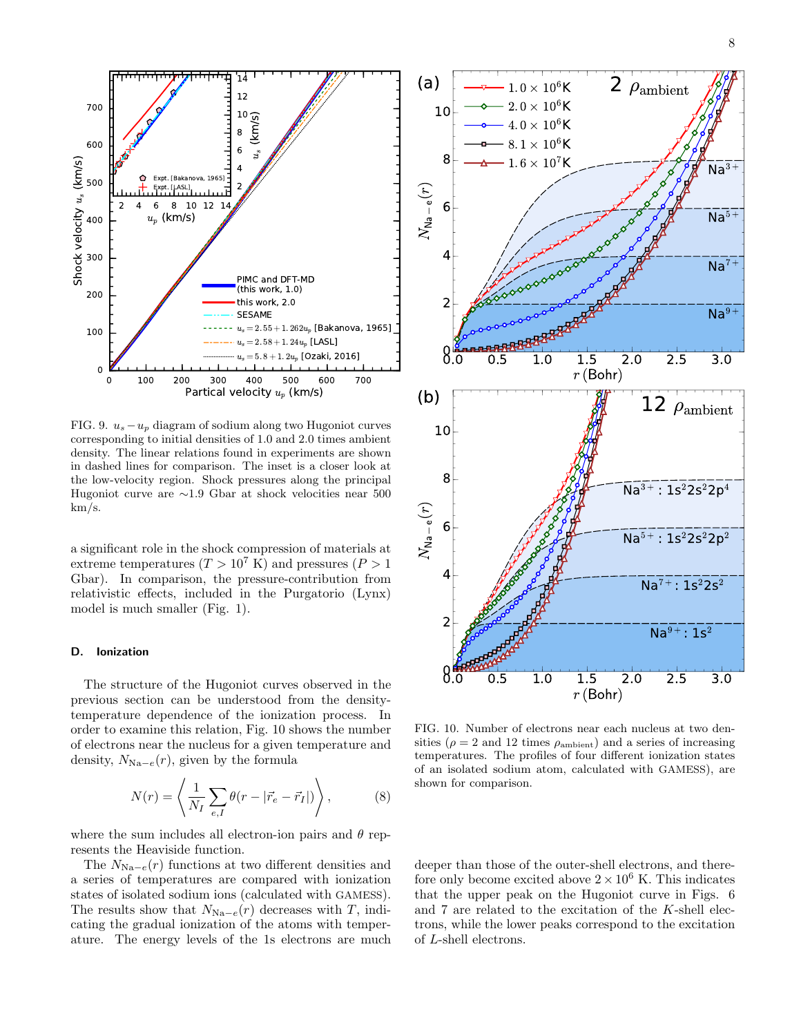FIG. 9. $u_s - u_p$ diagram of sodium along two Hugoniot curves corresponding to initial densities of 1.0 and 2.0 times ambient density. The linear relations found in experiments are shown in dashed lines for comparison. The inset is a closer look at the low-velocity region. Shock pressures along the principal Hugoniot curve are ∼1.9 Gbar at shock velocities near 500 km/s.

a significant role in the shock compression of materials at extreme temperatures ($T > 10^7$ K) and pressures ($P > 1$ Gbar). In comparison, the pressure-contribution from relativistic effects, included in the Purgatorio (Lynx) model is much smaller (Fig. 1).

### D. Ionization

The structure of the Hugoniot curves observed in the previous section can be understood from the density-temperature dependence of the ionization process. In order to examine this relation, Fig. 10 shows the number of electrons near the nucleus for a given temperature and density, $N_{\text{Na}-e}(r)$, given by the formula

$$N(r) = \left\langle \frac{1}{N_I} \sum_{e,I} \theta(r - |\vec{r}_e - \vec{r}_I|) \right\rangle, \tag{8}$$

where the sum includes all electron-ion pairs and $\theta$ represents the Heaviside function.

The $N_{\text{Na}-e}(r)$ functions at two different densities and a series of temperatures are compared with ionization states of isolated sodium ions (calculated with GAMESS). The results show that $N_{\text{Na}-e}(r)$ decreases with $T$, indicating the gradual ionization of the atoms with temperature. The energy levels of the 1s electrons are much deeper than those of the outer-shell electrons, and therefore only become excited above $2\times10^6$ K. This indicates that the upper peak on the Hugoniot curve in Figs. 6 and 7 are related to the excitation of the $K$-shell electrons, while the lower peaks correspond to the excitation of $L$-shell electrons.

FIG. 10. Number of electrons near each nucleus at two densities ($\rho$ = 2 and 12 times $\rho_{\text{ambient}}$) and a series of increasing temperatures. The profiles of four different ionization states of an isolated sodium atom, calculated with GAMESS), are shown for comparison.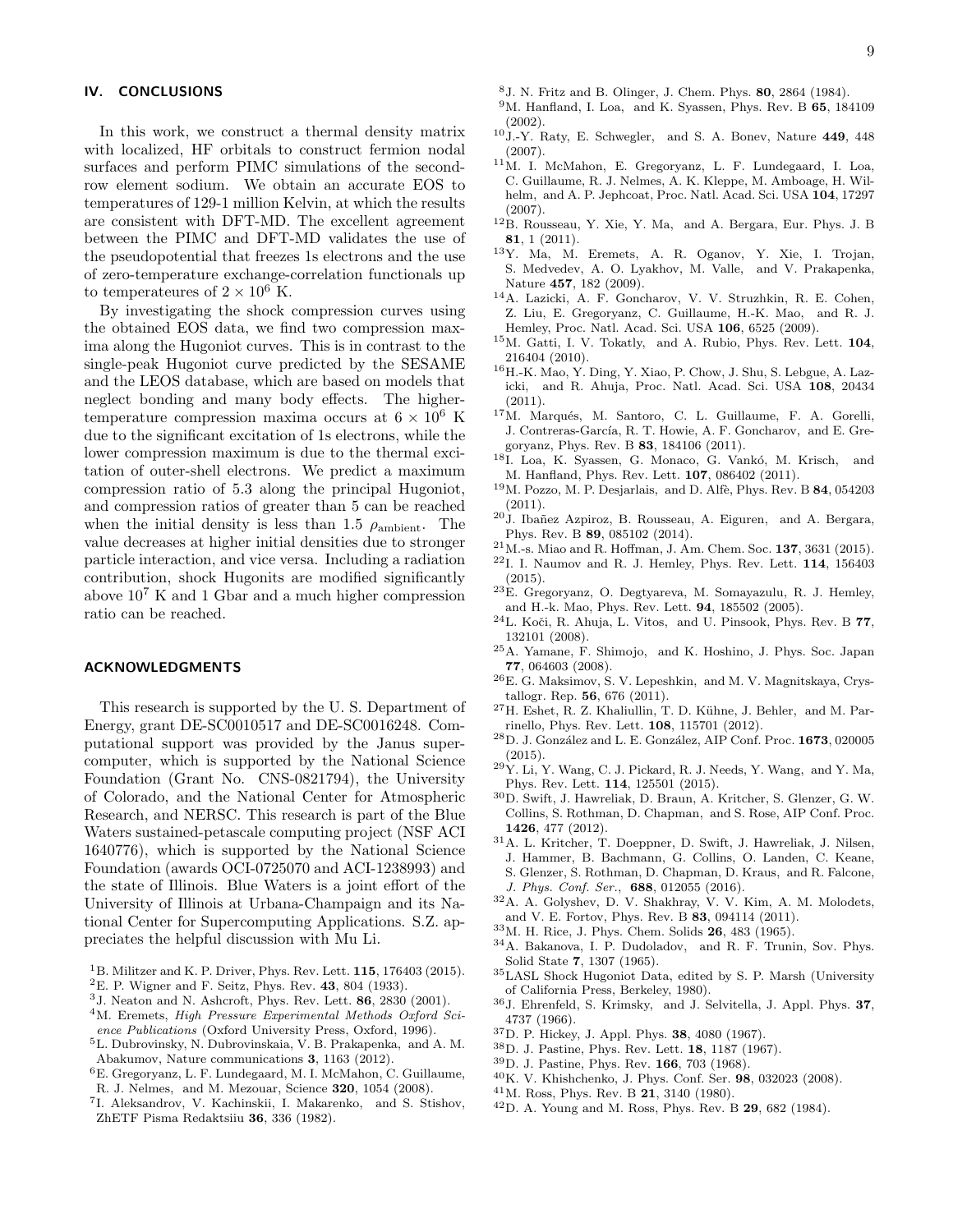## IV. CONCLUSIONS

In this work, we construct a thermal density matrix with localized, HF orbitals to construct fermion nodal surfaces and perform PIMC simulations of the second-row element sodium. We obtain an accurate EOS to temperatures of 129-1 million Kelvin, at which the results are consistent with DFT-MD. The excellent agreement between the PIMC and DFT-MD validates the use of the pseudopotential that freezes 1s electrons and the use of zero-temperature exchange-correlation functionals up to temperateures of $2 \times 10^6$ K.

By investigating the shock compression curves using the obtained EOS data, we find two compression maxima along the Hugoniot curves. This is in contrast to the single-peak Hugoniot curve predicted by the SESAME and the LEOS database, which are based on models that neglect bonding and many body effects. The higher-temperature compression maxima occurs at $6 \times 10^6$ K due to the significant excitation of 1s electrons, while the lower compression maximum is due to the thermal excitation of outer-shell electrons. We predict a maximum compression ratio of 5.3 along the principal Hugoniot, and compression ratios of greater than 5 can be reached when the initial density is less than 1.5 $\rho_{\text{ambient}}$. The value decreases at higher initial densities due to stronger particle interaction, and vice versa. Including a radiation contribution, shock Hugonits are modified significantly above $10^7$ K and 1 Gbar and a much higher compression ratio can be reached.

## ACKNOWLEDGMENTS

This research is supported by the U. S. Department of Energy, grant DE-SC0010517 and DE-SC0016248. Computational support was provided by the Janus supercomputer, which is supported by the National Science Foundation (Grant No. CNS-0821794), the University of Colorado, and the National Center for Atmospheric Research, and NERSC. This research is part of the Blue Waters sustained-petascale computing project (NSF ACI 1640776), which is supported by the National Science Foundation (awards OCI-0725070 and ACI-1238993) and the state of Illinois. Blue Waters is a joint effort of the University of Illinois at Urbana-Champaign and its National Center for Supercomputing Applications. S.Z. appreciates the helpful discussion with Mu Li.

[1] B. Militzer and K. P. Driver, Phys. Rev. Lett. **115**, 176403 (2015).
[2] E. P. Wigner and F. Seitz, Phys. Rev. **43**, 804 (1933).
[3] J. Neaton and N. Ashcroft, Phys. Rev. Lett. **86**, 2830 (2001).
[4] M. Eremets, *High Pressure Experimental Methods Oxford Science Publications* (Oxford University Press, Oxford, 1996).
[5] L. Dubrovinsky, N. Dubrovinskaia, V. B. Prakapenka, and A. M. Abakumov, Nature communications **3**, 1163 (2012).
[6] E. Gregoryanz, L. F. Lundegaard, M. I. McMahon, C. Guillaume, R. J. Nelmes, and M. Mezouar, Science **320**, 1054 (2008).
[7] I. Aleksandrov, V. Kachinskii, I. Makarenko, and S. Stishov, ZhETF Pisma Redaktsiiu **36**, 336 (1982).
[8] J. N. Fritz and B. Olinger, J. Chem. Phys. **80**, 2864 (1984).
[9] M. Hanfland, I. Loa, and K. Syassen, Phys. Rev. B **65**, 184109 (2002).
[10] J.-Y. Raty, E. Schwegler, and S. A. Bonev, Nature **449**, 448 (2007).
[11] M. I. McMahon, E. Gregoryanz, L. F. Lundegaard, I. Loa, C. Guillaume, R. J. Nelmes, A. K. Kleppe, M. Amboage, H. Wilhelm, and A. P. Jephcoat, Proc. Natl. Acad. Sci. USA **104**, 17297 (2007).
[12] B. Rousseau, Y. Xie, Y. Ma, and A. Bergara, Eur. Phys. J. B **81**, 1 (2011).
[13] Y. Ma, M. Eremets, A. R. Oganov, Y. Xie, I. Trojan, S. Medvedev, A. O. Lyakhov, M. Valle, and V. Prakapenka, Nature **457**, 182 (2009).
[14] A. Lazicki, A. F. Goncharov, V. V. Struzhkin, R. E. Cohen, Z. Liu, E. Gregoryanz, C. Guillaume, H.-K. Mao, and R. J. Hemley, Proc. Natl. Acad. Sci. USA **106**, 6525 (2009).
[15] M. Gatti, I. V. Tokatly, and A. Rubio, Phys. Rev. Lett. **104**, 216404 (2010).
[16] H.-K. Mao, Y. Ding, Y. Xiao, P. Chow, J. Shu, S. Lebgue, A. Lazicki, and R. Ahuja, Proc. Natl. Acad. Sci. USA **108**, 20434 (2011).
[17] M. Marqués, M. Santoro, C. L. Guillaume, F. A. Gorelli, J. Contreras-García, R. T. Howie, A. F. Goncharov, and E. Gregoryanz, Phys. Rev. B **83**, 184106 (2011).
[18] I. Loa, K. Syassen, G. Monaco, G. Vankó, M. Krisch, and M. Hanfland, Phys. Rev. Lett. **107**, 086402 (2011).
[19] M. Pozzo, M. P. Desjarlais, and D. Alfè, Phys. Rev. B **84**, 054203 (2011).
[20] J. Ibañez Azpiroz, B. Rousseau, A. Eiguren, and A. Bergara, Phys. Rev. B **89**, 085102 (2014).
[21] M.-s. Miao and R. Hoffman, J. Am. Chem. Soc. **137**, 3631 (2015).
[22] I. I. Naumov and R. J. Hemley, Phys. Rev. Lett. **114**, 156403 (2015).
[23] E. Gregoryanz, O. Degtyareva, M. Somayazulu, R. J. Hemley, and H.-k. Mao, Phys. Rev. Lett. **94**, 185502 (2005).
[24] L. Koči, R. Ahuja, L. Vitos, and U. Pinsook, Phys. Rev. B **77**, 132101 (2008).
[25] A. Yamane, F. Shimojo, and K. Hoshino, J. Phys. Soc. Japan **77**, 064603 (2008).
[26] E. G. Maksimov, S. V. Lepeshkin, and M. V. Magnitskaya, Crystallogr. Rep. **56**, 676 (2011).
[27] H. Eshet, R. Z. Khaliullin, T. D. Kühne, J. Behler, and M. Parrinello, Phys. Rev. Lett. **108**, 115701 (2012).
[28] D. J. González and L. E. González, AIP Conf. Proc. **1673**, 020005 (2015).
[29] Y. Li, Y. Wang, C. J. Pickard, R. J. Needs, Y. Wang, and Y. Ma, Phys. Rev. Lett. **114**, 125501 (2015).
[30] D. Swift, J. Hawreliak, D. Braun, A. Kritcher, S. Glenzer, G. W. Collins, S. Rothman, D. Chapman, and S. Rose, AIP Conf. Proc. **1426**, 477 (2012).
[31] A. L. Kritcher, T. Doeppner, D. Swift, J. Hawreliak, J. Nilsen, J. Hammer, B. Bachmann, G. Collins, O. Landen, C. Keane, S. Glenzer, S. Rothman, D. Chapman, D. Kraus, and R. Falcone, *J. Phys. Conf. Ser.*, **688**, 012055 (2016).
[32] A. A. Golyshev, D. V. Shakhray, V. V. Kim, A. M. Molodets, and V. E. Fortov, Phys. Rev. B **83**, 094114 (2011).
[33] M. H. Rice, J. Phys. Chem. Solids **26**, 483 (1965).
[34] A. Bakanova, I. P. Dudoladov, and R. F. Trunin, Sov. Phys. Solid State **7**, 1307 (1965).
[35] LASL Shock Hugoniot Data, edited by S. P. Marsh (University of California Press, Berkeley, 1980).
[36] J. Ehrenfeld, S. Krimsky, and J. Selvitella, J. Appl. Phys. **37**, 4737 (1966).
[37] D. P. Hickey, J. Appl. Phys. **38**, 4080 (1967).
[38] D. J. Pastine, Phys. Rev. Lett. **18**, 1187 (1967).
[39] D. J. Pastine, Phys. Rev. **166**, 703 (1968).
[40] K. V. Khishchenko, J. Phys. Conf. Ser. **98**, 032023 (2008).
[41] M. Ross, Phys. Rev. B **21**, 3140 (1980).
[42] D. A. Young and M. Ross, Phys. Rev. B **29**, 682 (1984).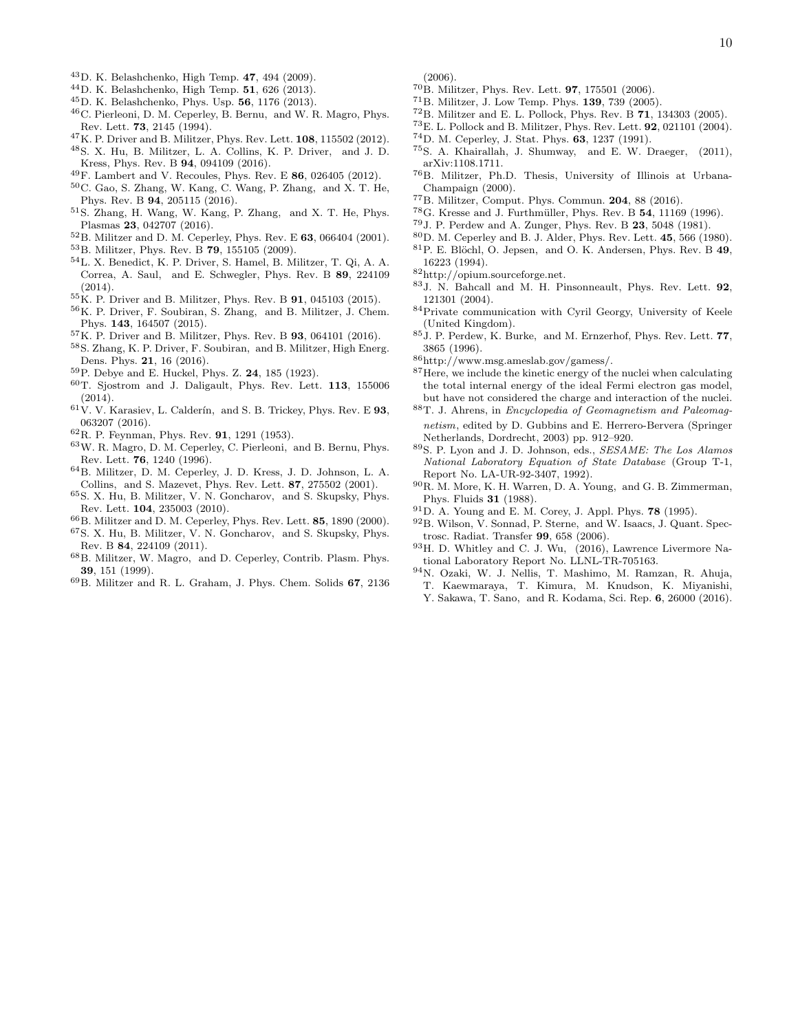[43] D. K. Belashchenko, High Temp. **47**, 494 (2009).
[44] D. K. Belashchenko, High Temp. **51**, 626 (2013).
[45] D. K. Belashchenko, Phys. Usp. **56**, 1176 (2013).
[46] C. Pierleoni, D. M. Ceperley, B. Bernu, and W. R. Magro, Phys. Rev. Lett. **73**, 2145 (1994).
[47] K. P. Driver and B. Militzer, Phys. Rev. Lett. **108**, 115502 (2012).
[48] S. X. Hu, B. Militzer, L. A. Collins, K. P. Driver, and J. D. Kress, Phys. Rev. B **94**, 094109 (2016).
[49] F. Lambert and V. Recoules, Phys. Rev. E **86**, 026405 (2012).
[50] C. Gao, S. Zhang, W. Kang, C. Wang, P. Zhang, and X. T. He, Phys. Rev. B **94**, 205115 (2016).
[51] S. Zhang, H. Wang, W. Kang, P. Zhang, and X. T. He, Phys. Plasmas **23**, 042707 (2016).
[52] B. Militzer and D. M. Ceperley, Phys. Rev. E **63**, 066404 (2001).
[53] B. Militzer, Phys. Rev. B **79**, 155105 (2009).
[54] L. X. Benedict, K. P. Driver, S. Hamel, B. Militzer, T. Qi, A. A. Correa, A. Saul, and E. Schwegler, Phys. Rev. B **89**, 224109 (2014).
[55] K. P. Driver and B. Militzer, Phys. Rev. B **91**, 045103 (2015).
[56] K. P. Driver, F. Soubiran, S. Zhang, and B. Militzer, J. Chem. Phys. **143**, 164507 (2015).
[57] K. P. Driver and B. Militzer, Phys. Rev. B **93**, 064101 (2016).
[58] S. Zhang, K. P. Driver, F. Soubiran, and B. Militzer, High Energ. Dens. Phys. **21**, 16 (2016).
[59] P. Debye and E. Huckel, Phys. Z. **24**, 185 (1923).
[60] T. Sjostrom and J. Daligault, Phys. Rev. Lett. **113**, 155006 (2014).
[61] V. V. Karasiev, L. Calderín, and S. B. Trickey, Phys. Rev. E **93**, 063207 (2016).
[62] R. P. Feynman, Phys. Rev. **91**, 1291 (1953).
[63] W. R. Magro, D. M. Ceperley, C. Pierleoni, and B. Bernu, Phys. Rev. Lett. **76**, 1240 (1996).
[64] B. Militzer, D. M. Ceperley, J. D. Kress, J. D. Johnson, L. A. Collins, and S. Mazevet, Phys. Rev. Lett. **87**, 275502 (2001).
[65] S. X. Hu, B. Militzer, V. N. Goncharov, and S. Skupsky, Phys. Rev. Lett. **104**, 235003 (2010).
[66] B. Militzer and D. M. Ceperley, Phys. Rev. Lett. **85**, 1890 (2000).
[67] S. X. Hu, B. Militzer, V. N. Goncharov, and S. Skupsky, Phys. Rev. B **84**, 224109 (2011).
[68] B. Militzer, W. Magro, and D. Ceperley, Contrib. Plasm. Phys. **39**, 151 (1999).
[69] B. Militzer and R. L. Graham, J. Phys. Chem. Solids **67**, 2136 (2006).
[70] B. Militzer, Phys. Rev. Lett. **97**, 175501 (2006).
[71] B. Militzer, J. Low Temp. Phys. **139**, 739 (2005).
[72] B. Militzer and E. L. Pollock, Phys. Rev. B **71**, 134303 (2005).
[73] E. L. Pollock and B. Militzer, Phys. Rev. Lett. **92**, 021101 (2004).
[74] D. M. Ceperley, J. Stat. Phys. **63**, 1237 (1991).
[75] S. A. Khairallah, J. Shumway, and E. W. Draeger, (2011), arXiv:1108.1711.
[76] B. Militzer, Ph.D. Thesis, University of Illinois at Urbana-Champaign (2000).
[77] B. Militzer, Comput. Phys. Commun. **204**, 88 (2016).
[78] G. Kresse and J. Furthmüller, Phys. Rev. B **54**, 11169 (1996).
[79] J. P. Perdew and A. Zunger, Phys. Rev. B **23**, 5048 (1981).
[80] D. M. Ceperley and B. J. Alder, Phys. Rev. Lett. **45**, 566 (1980).
[81] P. E. Blöchl, O. Jepsen, and O. K. Andersen, Phys. Rev. B **49**, 16223 (1994).
[82] http://opium.sourceforge.net.
[83] J. N. Bahcall and M. H. Pinsonneault, Phys. Rev. Lett. **92**, 121301 (2004).
[84] Private communication with Cyril Georgy, University of Keele (United Kingdom).
[85] J. P. Perdew, K. Burke, and M. Ernzerhof, Phys. Rev. Lett. **77**, 3865 (1996).
[86] http://www.msg.ameslab.gov/gamess/.
[87] Here, we include the kinetic energy of the nuclei when calculating the total internal energy of the ideal Fermi electron gas model, but have not considered the charge and interaction of the nuclei.
[88] T. J. Ahrens, in *Encyclopedia of Geomagnetism and Paleomagnetism*, edited by D. Gubbins and E. Herrero-Bervera (Springer Netherlands, Dordrecht, 2003) pp. 912–920.
[89] S. P. Lyon and J. D. Johnson, eds., *SESAME: The Los Alamos National Laboratory Equation of State Database* (Group T-1, Report No. LA-UR-92-3407, 1992).
[90] R. M. More, K. H. Warren, D. A. Young, and G. B. Zimmerman, Phys. Fluids **31** (1988).
[91] D. A. Young and E. M. Corey, J. Appl. Phys. **78** (1995).
[92] B. Wilson, V. Sonnad, P. Sterne, and W. Isaacs, J. Quant. Spectrosc. Radiat. Transfer **99**, 658 (2006).
[93] H. D. Whitley and C. J. Wu, (2016), Lawrence Livermore National Laboratory Report No. LLNL-TR-705163.
[94] N. Ozaki, W. J. Nellis, T. Mashimo, M. Ramzan, R. Ahuja, T. Kaewmaraya, T. Kimura, M. Knudson, K. Miyanishi, Y. Sakawa, T. Sano, and R. Kodama, Sci. Rep. **6**, 26000 (2016).